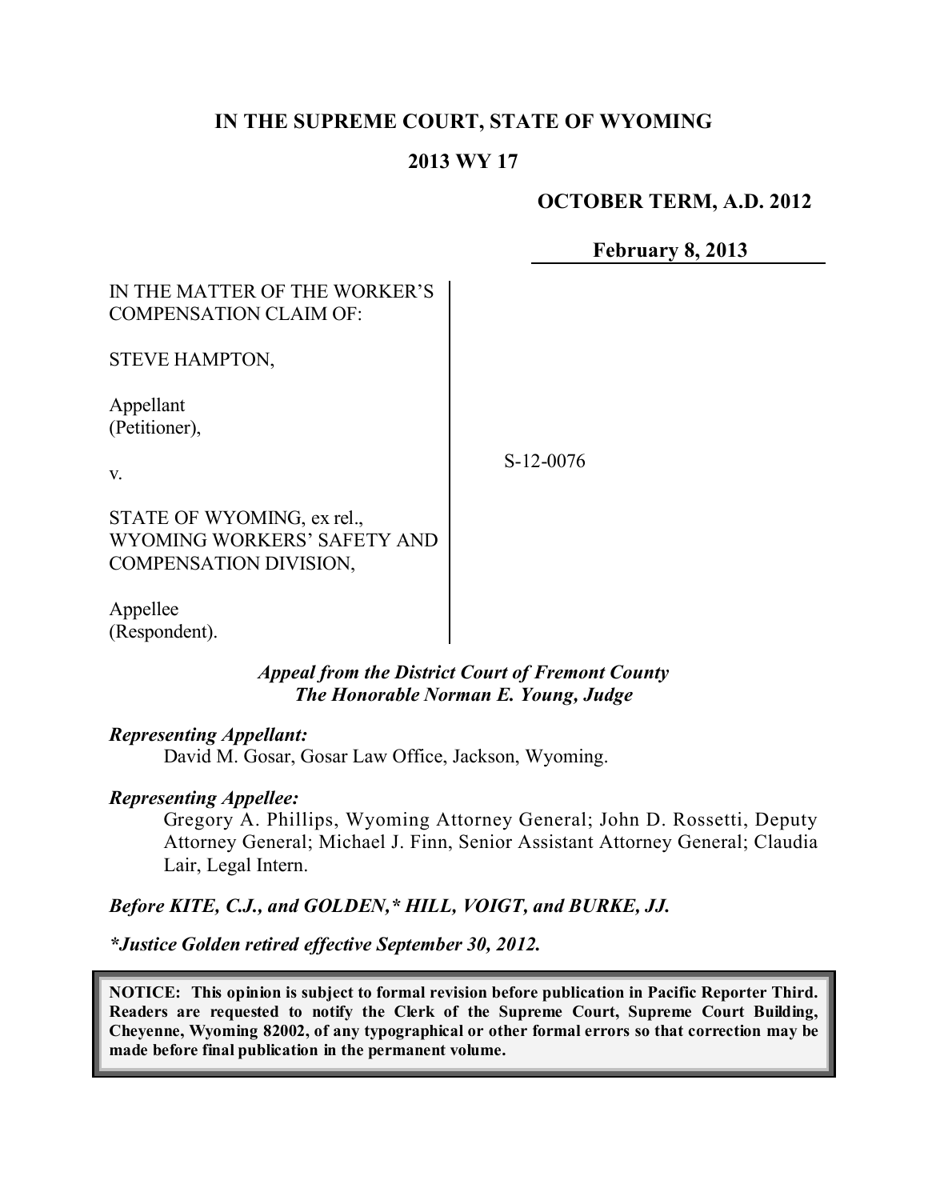**IN THE SUPREME COURT, STATE OF WYOMING**

**2013 WY 17**

**OCTOBER TERM, A.D. 2012**

**February 8, 2013**

| | |
|---|---|
| IN THE MATTER OF THE WORKER'S COMPENSATION CLAIM OF:<br><br>STEVE HAMPTON,<br><br>Appellant (Petitioner),<br><br>v.<br><br>STATE OF WYOMING, ex rel., WYOMING WORKERS' SAFETY AND COMPENSATION DIVISION,<br><br>Appellee (Respondent). | S-12-0076 |

***Appeal from the District Court of Fremont County***
***The Honorable Norman E. Young, Judge***

***Representing Appellant:***
David M. Gosar, Gosar Law Office, Jackson, Wyoming.

***Representing Appellee:***
Gregory A. Phillips, Wyoming Attorney General; John D. Rossetti, Deputy Attorney General; Michael J. Finn, Senior Assistant Attorney General; Claudia Lair, Legal Intern.

***Before KITE, C.J., and GOLDEN,\* HILL, VOIGT, and BURKE, JJ.***

***\*Justice Golden retired effective September 30, 2012.***

**NOTICE: This opinion is subject to formal revision before publication in Pacific Reporter Third. Readers are requested to notify the Clerk of the Supreme Court, Supreme Court Building, Cheyenne, Wyoming 82002, of any typographical or other formal errors so that correction may be made before final publication in the permanent volume.**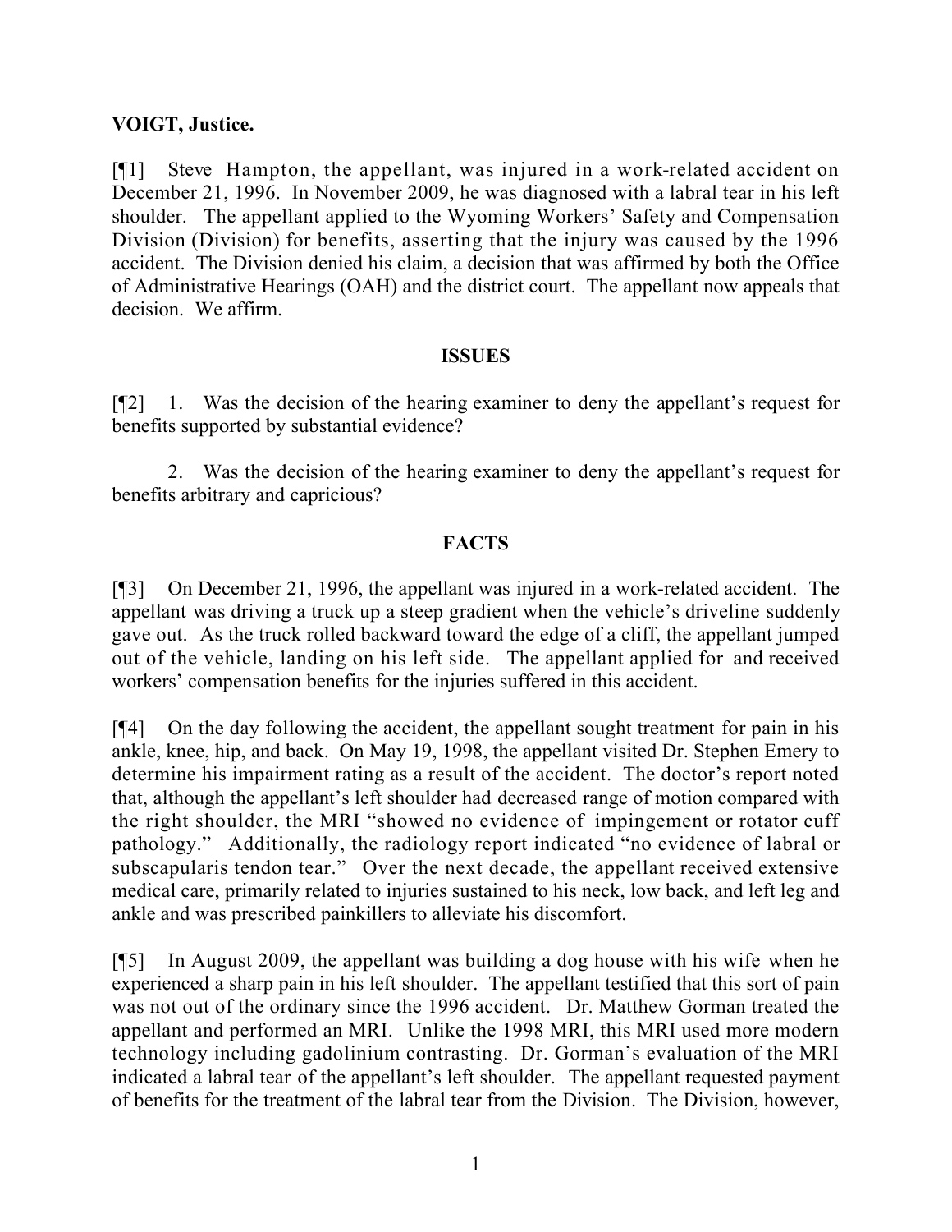**VOIGT, Justice.**

[¶1] Steve Hampton, the appellant, was injured in a work-related accident on December 21, 1996. In November 2009, he was diagnosed with a labral tear in his left shoulder. The appellant applied to the Wyoming Workers' Safety and Compensation Division (Division) for benefits, asserting that the injury was caused by the 1996 accident. The Division denied his claim, a decision that was affirmed by both the Office of Administrative Hearings (OAH) and the district court. The appellant now appeals that decision. We affirm.

## ISSUES

[¶2] 1. Was the decision of the hearing examiner to deny the appellant's request for benefits supported by substantial evidence?

2. Was the decision of the hearing examiner to deny the appellant's request for benefits arbitrary and capricious?

## FACTS

[¶3] On December 21, 1996, the appellant was injured in a work-related accident. The appellant was driving a truck up a steep gradient when the vehicle's driveline suddenly gave out. As the truck rolled backward toward the edge of a cliff, the appellant jumped out of the vehicle, landing on his left side. The appellant applied for and received workers' compensation benefits for the injuries suffered in this accident.

[¶4] On the day following the accident, the appellant sought treatment for pain in his ankle, knee, hip, and back. On May 19, 1998, the appellant visited Dr. Stephen Emery to determine his impairment rating as a result of the accident. The doctor's report noted that, although the appellant's left shoulder had decreased range of motion compared with the right shoulder, the MRI "showed no evidence of impingement or rotator cuff pathology." Additionally, the radiology report indicated "no evidence of labral or subscapularis tendon tear." Over the next decade, the appellant received extensive medical care, primarily related to injuries sustained to his neck, low back, and left leg and ankle and was prescribed painkillers to alleviate his discomfort.

[¶5] In August 2009, the appellant was building a dog house with his wife when he experienced a sharp pain in his left shoulder. The appellant testified that this sort of pain was not out of the ordinary since the 1996 accident. Dr. Matthew Gorman treated the appellant and performed an MRI. Unlike the 1998 MRI, this MRI used more modern technology including gadolinium contrasting. Dr. Gorman's evaluation of the MRI indicated a labral tear of the appellant's left shoulder. The appellant requested payment of benefits for the treatment of the labral tear from the Division. The Division, however,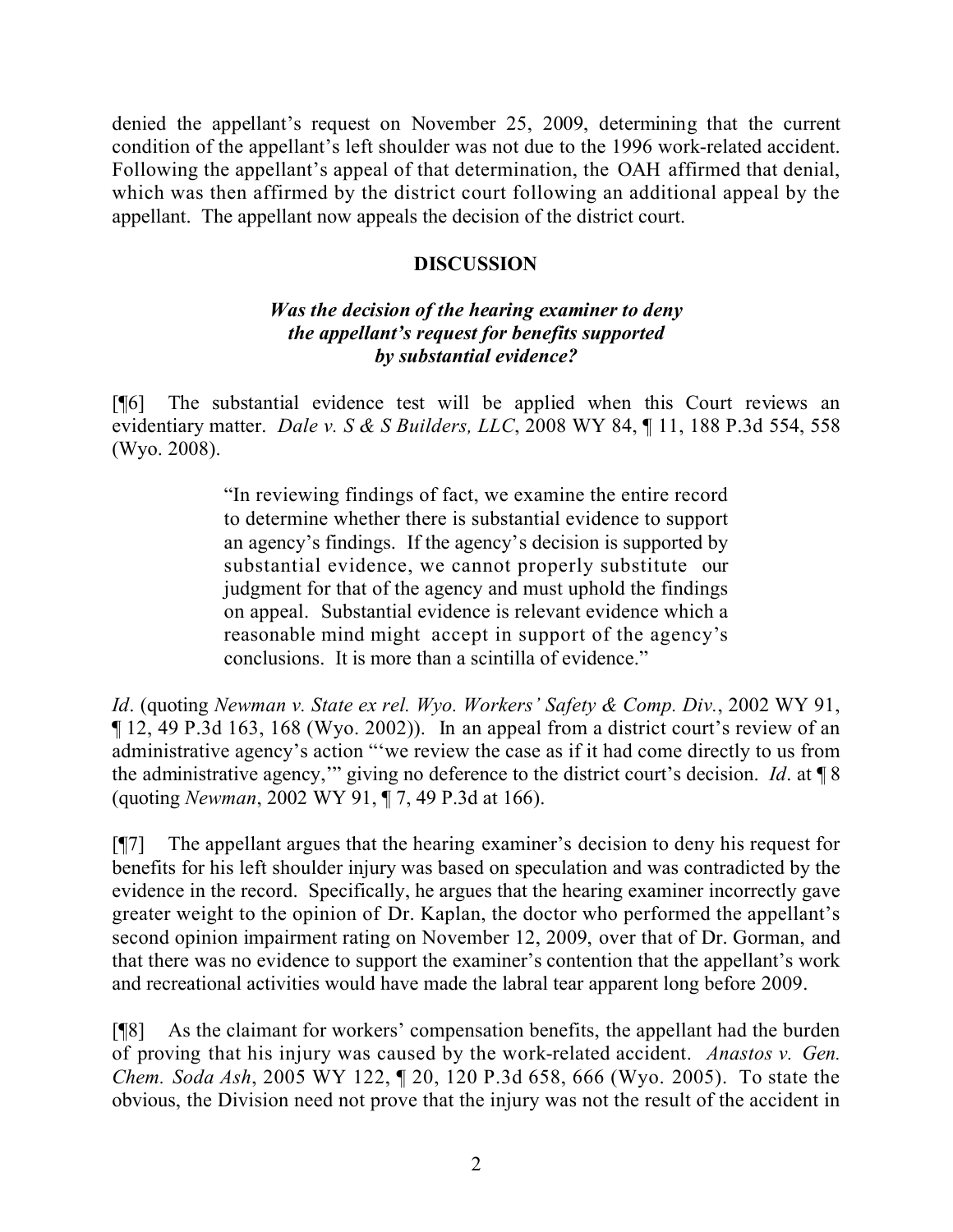denied the appellant's request on November 25, 2009, determining that the current condition of the appellant's left shoulder was not due to the 1996 work-related accident. Following the appellant's appeal of that determination, the OAH affirmed that denial, which was then affirmed by the district court following an additional appeal by the appellant. The appellant now appeals the decision of the district court.

## DISCUSSION

### *Was the decision of the hearing examiner to deny the appellant's request for benefits supported by substantial evidence?*

[¶6] The substantial evidence test will be applied when this Court reviews an evidentiary matter. *Dale v. S & S Builders, LLC*, 2008 WY 84, ¶ 11, 188 P.3d 554, 558 (Wyo. 2008).

> "In reviewing findings of fact, we examine the entire record to determine whether there is substantial evidence to support an agency's findings. If the agency's decision is supported by substantial evidence, we cannot properly substitute our judgment for that of the agency and must uphold the findings on appeal. Substantial evidence is relevant evidence which a reasonable mind might accept in support of the agency's conclusions. It is more than a scintilla of evidence."

*Id*. (quoting *Newman v. State ex rel. Wyo. Workers' Safety & Comp. Div.*, 2002 WY 91, ¶ 12, 49 P.3d 163, 168 (Wyo. 2002)). In an appeal from a district court's review of an administrative agency's action "'we review the case as if it had come directly to us from the administrative agency,'" giving no deference to the district court's decision. *Id*. at ¶ 8 (quoting *Newman*, 2002 WY 91, ¶ 7, 49 P.3d at 166).

[¶7] The appellant argues that the hearing examiner's decision to deny his request for benefits for his left shoulder injury was based on speculation and was contradicted by the evidence in the record. Specifically, he argues that the hearing examiner incorrectly gave greater weight to the opinion of Dr. Kaplan, the doctor who performed the appellant's second opinion impairment rating on November 12, 2009, over that of Dr. Gorman, and that there was no evidence to support the examiner's contention that the appellant's work and recreational activities would have made the labral tear apparent long before 2009.

[¶8] As the claimant for workers' compensation benefits, the appellant had the burden of proving that his injury was caused by the work-related accident. *Anastos v. Gen. Chem. Soda Ash*, 2005 WY 122, ¶ 20, 120 P.3d 658, 666 (Wyo. 2005). To state the obvious, the Division need not prove that the injury was not the result of the accident in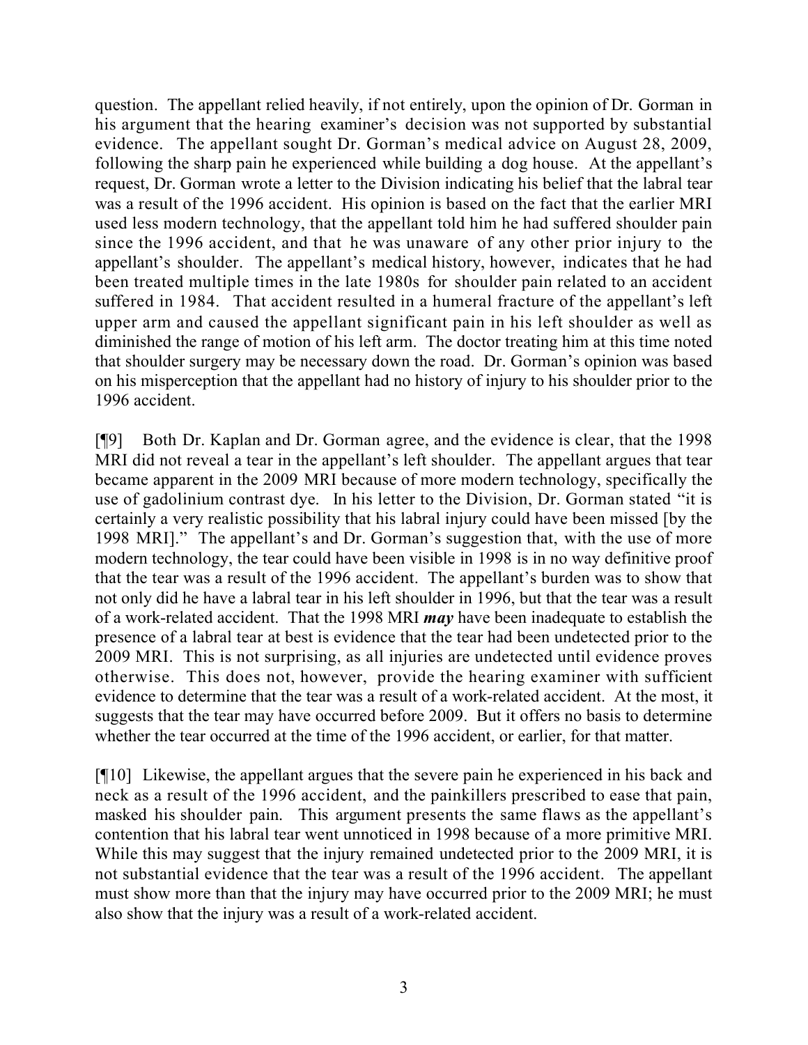question. The appellant relied heavily, if not entirely, upon the opinion of Dr. Gorman in his argument that the hearing examiner's decision was not supported by substantial evidence. The appellant sought Dr. Gorman's medical advice on August 28, 2009, following the sharp pain he experienced while building a dog house. At the appellant's request, Dr. Gorman wrote a letter to the Division indicating his belief that the labral tear was a result of the 1996 accident. His opinion is based on the fact that the earlier MRI used less modern technology, that the appellant told him he had suffered shoulder pain since the 1996 accident, and that he was unaware of any other prior injury to the appellant's shoulder. The appellant's medical history, however, indicates that he had been treated multiple times in the late 1980s for shoulder pain related to an accident suffered in 1984. That accident resulted in a humeral fracture of the appellant's left upper arm and caused the appellant significant pain in his left shoulder as well as diminished the range of motion of his left arm. The doctor treating him at this time noted that shoulder surgery may be necessary down the road. Dr. Gorman's opinion was based on his misperception that the appellant had no history of injury to his shoulder prior to the 1996 accident.

[¶9] Both Dr. Kaplan and Dr. Gorman agree, and the evidence is clear, that the 1998 MRI did not reveal a tear in the appellant's left shoulder. The appellant argues that tear became apparent in the 2009 MRI because of more modern technology, specifically the use of gadolinium contrast dye. In his letter to the Division, Dr. Gorman stated "it is certainly a very realistic possibility that his labral injury could have been missed [by the 1998 MRI]." The appellant's and Dr. Gorman's suggestion that, with the use of more modern technology, the tear could have been visible in 1998 is in no way definitive proof that the tear was a result of the 1996 accident. The appellant's burden was to show that not only did he have a labral tear in his left shoulder in 1996, but that the tear was a result of a work-related accident. That the 1998 MRI ***may*** have been inadequate to establish the presence of a labral tear at best is evidence that the tear had been undetected prior to the 2009 MRI. This is not surprising, as all injuries are undetected until evidence proves otherwise. This does not, however, provide the hearing examiner with sufficient evidence to determine that the tear was a result of a work-related accident. At the most, it suggests that the tear may have occurred before 2009. But it offers no basis to determine whether the tear occurred at the time of the 1996 accident, or earlier, for that matter.

[¶10] Likewise, the appellant argues that the severe pain he experienced in his back and neck as a result of the 1996 accident, and the painkillers prescribed to ease that pain, masked his shoulder pain. This argument presents the same flaws as the appellant's contention that his labral tear went unnoticed in 1998 because of a more primitive MRI. While this may suggest that the injury remained undetected prior to the 2009 MRI, it is not substantial evidence that the tear was a result of the 1996 accident. The appellant must show more than that the injury may have occurred prior to the 2009 MRI; he must also show that the injury was a result of a work-related accident.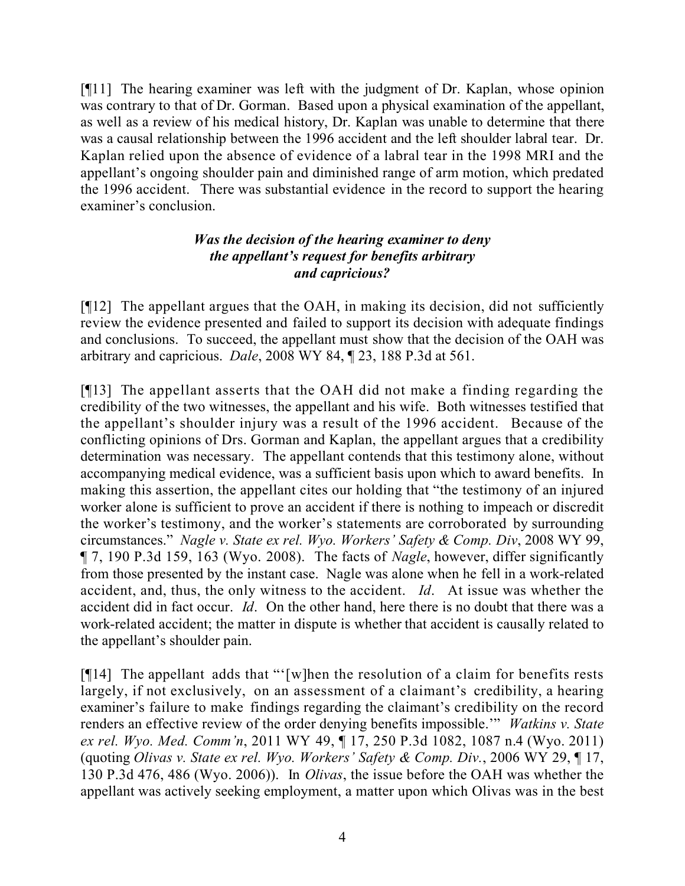[¶11] The hearing examiner was left with the judgment of Dr. Kaplan, whose opinion was contrary to that of Dr. Gorman. Based upon a physical examination of the appellant, as well as a review of his medical history, Dr. Kaplan was unable to determine that there was a causal relationship between the 1996 accident and the left shoulder labral tear. Dr. Kaplan relied upon the absence of evidence of a labral tear in the 1998 MRI and the appellant's ongoing shoulder pain and diminished range of arm motion, which predated the 1996 accident. There was substantial evidence in the record to support the hearing examiner's conclusion.

***Was the decision of the hearing examiner to deny the appellant's request for benefits arbitrary and capricious?***

[¶12] The appellant argues that the OAH, in making its decision, did not sufficiently review the evidence presented and failed to support its decision with adequate findings and conclusions. To succeed, the appellant must show that the decision of the OAH was arbitrary and capricious. *Dale*, 2008 WY 84, ¶ 23, 188 P.3d at 561.

[¶13] The appellant asserts that the OAH did not make a finding regarding the credibility of the two witnesses, the appellant and his wife. Both witnesses testified that the appellant's shoulder injury was a result of the 1996 accident. Because of the conflicting opinions of Drs. Gorman and Kaplan, the appellant argues that a credibility determination was necessary. The appellant contends that this testimony alone, without accompanying medical evidence, was a sufficient basis upon which to award benefits. In making this assertion, the appellant cites our holding that "the testimony of an injured worker alone is sufficient to prove an accident if there is nothing to impeach or discredit the worker's testimony, and the worker's statements are corroborated by surrounding circumstances." *Nagle v. State ex rel. Wyo. Workers' Safety & Comp. Div*, 2008 WY 99, ¶ 7, 190 P.3d 159, 163 (Wyo. 2008). The facts of *Nagle*, however, differ significantly from those presented by the instant case. Nagle was alone when he fell in a work-related accident, and, thus, the only witness to the accident. *Id*. At issue was whether the accident did in fact occur. *Id*. On the other hand, here there is no doubt that there was a work-related accident; the matter in dispute is whether that accident is causally related to the appellant's shoulder pain.

[¶14] The appellant adds that "'[w]hen the resolution of a claim for benefits rests largely, if not exclusively, on an assessment of a claimant's credibility, a hearing examiner's failure to make findings regarding the claimant's credibility on the record renders an effective review of the order denying benefits impossible.'" *Watkins v. State ex rel. Wyo. Med. Comm'n*, 2011 WY 49, ¶ 17, 250 P.3d 1082, 1087 n.4 (Wyo. 2011) (quoting *Olivas v. State ex rel. Wyo. Workers' Safety & Comp. Div.*, 2006 WY 29, ¶ 17, 130 P.3d 476, 486 (Wyo. 2006)). In *Olivas*, the issue before the OAH was whether the appellant was actively seeking employment, a matter upon which Olivas was in the best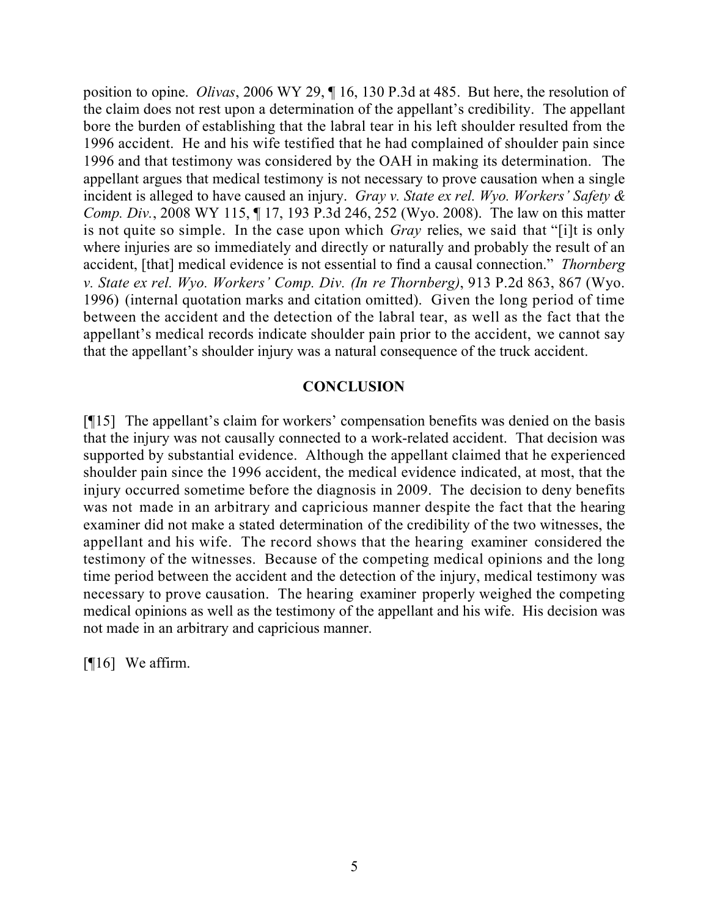position to opine. *Olivas*, 2006 WY 29, ¶ 16, 130 P.3d at 485. But here, the resolution of the claim does not rest upon a determination of the appellant's credibility. The appellant bore the burden of establishing that the labral tear in his left shoulder resulted from the 1996 accident. He and his wife testified that he had complained of shoulder pain since 1996 and that testimony was considered by the OAH in making its determination. The appellant argues that medical testimony is not necessary to prove causation when a single incident is alleged to have caused an injury. *Gray v. State ex rel. Wyo. Workers' Safety & Comp. Div.*, 2008 WY 115, ¶ 17, 193 P.3d 246, 252 (Wyo. 2008). The law on this matter is not quite so simple. In the case upon which *Gray* relies, we said that "[i]t is only where injuries are so immediately and directly or naturally and probably the result of an accident, [that] medical evidence is not essential to find a causal connection." *Thornberg v. State ex rel. Wyo. Workers' Comp. Div. (In re Thornberg)*, 913 P.2d 863, 867 (Wyo. 1996) (internal quotation marks and citation omitted). Given the long period of time between the accident and the detection of the labral tear, as well as the fact that the appellant's medical records indicate shoulder pain prior to the accident, we cannot say that the appellant's shoulder injury was a natural consequence of the truck accident.

## CONCLUSION

[¶15] The appellant's claim for workers' compensation benefits was denied on the basis that the injury was not causally connected to a work-related accident. That decision was supported by substantial evidence. Although the appellant claimed that he experienced shoulder pain since the 1996 accident, the medical evidence indicated, at most, that the injury occurred sometime before the diagnosis in 2009. The decision to deny benefits was not made in an arbitrary and capricious manner despite the fact that the hearing examiner did not make a stated determination of the credibility of the two witnesses, the appellant and his wife. The record shows that the hearing examiner considered the testimony of the witnesses. Because of the competing medical opinions and the long time period between the accident and the detection of the injury, medical testimony was necessary to prove causation. The hearing examiner properly weighed the competing medical opinions as well as the testimony of the appellant and his wife. His decision was not made in an arbitrary and capricious manner.

[¶16] We affirm.